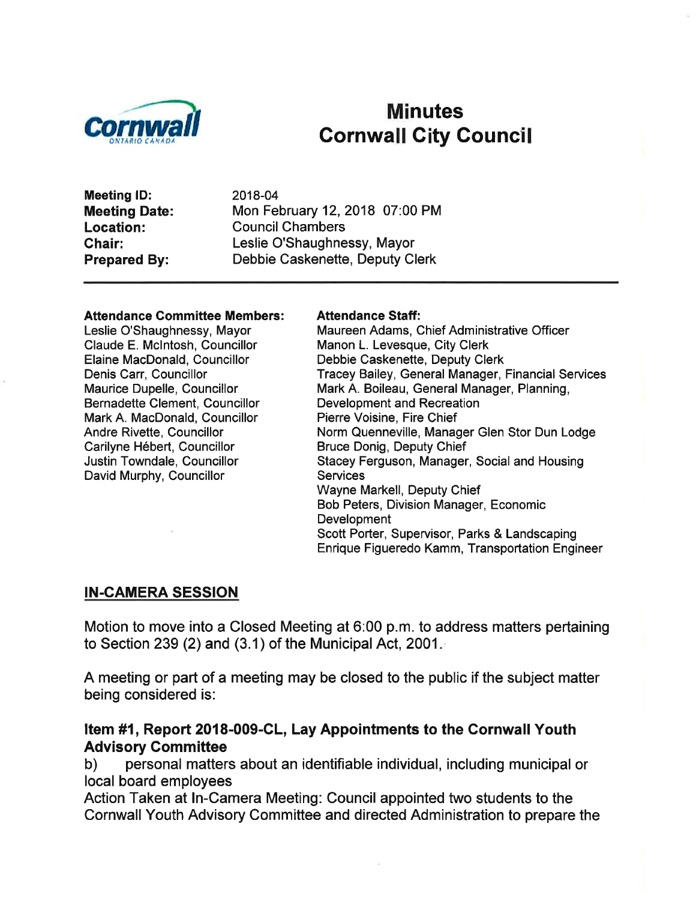# Minutes
# Cornwall City Council

**Meeting ID:** 2018-04
**Meeting Date:** Mon February 12, 2018 07:00 PM
**Location:** Council Chambers
**Chair:** Leslie O'Shaughnessy, Mayor
**Prepared By:** Debbie Caskenette, Deputy Clerk

---

**Attendance Committee Members:**
Leslie O'Shaughnessy, Mayor
Claude E. McIntosh, Councillor
Elaine MacDonald, Councillor
Denis Carr, Councillor
Maurice Dupelle, Councillor
Bernadette Clement, Councillor
Mark A. MacDonald, Councillor
Andre Rivette, Councillor
Carilyne Hébert, Councillor
Justin Towndale, Councillor
David Murphy, Councillor

**Attendance Staff:**
Maureen Adams, Chief Administrative Officer
Manon L. Levesque, City Clerk
Debbie Caskenette, Deputy Clerk
Tracey Bailey, General Manager, Financial Services
Mark A. Boileau, General Manager, Planning, Development and Recreation
Pierre Voisine, Fire Chief
Norm Quenneville, Manager Glen Stor Dun Lodge
Bruce Donig, Deputy Chief
Stacey Ferguson, Manager, Social and Housing Services
Wayne Markell, Deputy Chief
Bob Peters, Division Manager, Economic Development
Scott Porter, Supervisor, Parks & Landscaping
Enrique Figueredo Kamm, Transportation Engineer

## IN-CAMERA SESSION

Motion to move into a Closed Meeting at 6:00 p.m. to address matters pertaining to Section 239 (2) and (3.1) of the Municipal Act, 2001.

A meeting or part of a meeting may be closed to the public if the subject matter being considered is:

### Item #1, Report 2018-009-CL, Lay Appointments to the Cornwall Youth Advisory Committee

b) personal matters about an identifiable individual, including municipal or local board employees

Action Taken at In-Camera Meeting: Council appointed two students to the Cornwall Youth Advisory Committee and directed Administration to prepare the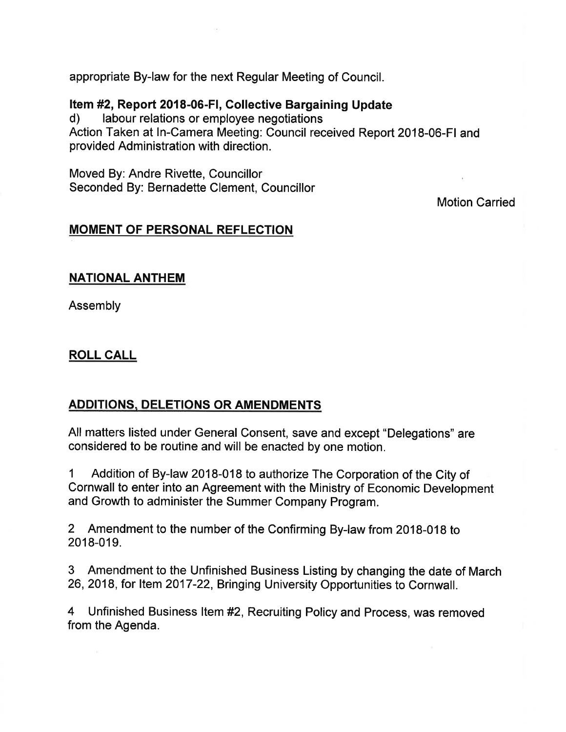appropriate By-law for the next Regular Meeting of Council.

**Item #2, Report 2018-06-FI, Collective Bargaining Update**
d) labour relations or employee negotiations
Action Taken at In-Camera Meeting: Council received Report 2018-06-FI and provided Administration with direction.

Moved By: Andre Rivette, Councillor
Seconded By: Bernadette Clement, Councillor

Motion Carried

## MOMENT OF PERSONAL REFLECTION

## NATIONAL ANTHEM

Assembly

## ROLL CALL

## ADDITIONS, DELETIONS OR AMENDMENTS

All matters listed under General Consent, save and except "Delegations" are considered to be routine and will be enacted by one motion.

1 Addition of By-law 2018-018 to authorize The Corporation of the City of Cornwall to enter into an Agreement with the Ministry of Economic Development and Growth to administer the Summer Company Program.

2 Amendment to the number of the Confirming By-law from 2018-018 to 2018-019.

3 Amendment to the Unfinished Business Listing by changing the date of March 26, 2018, for Item 2017-22, Bringing University Opportunities to Cornwall.

4 Unfinished Business Item #2, Recruiting Policy and Process, was removed from the Agenda.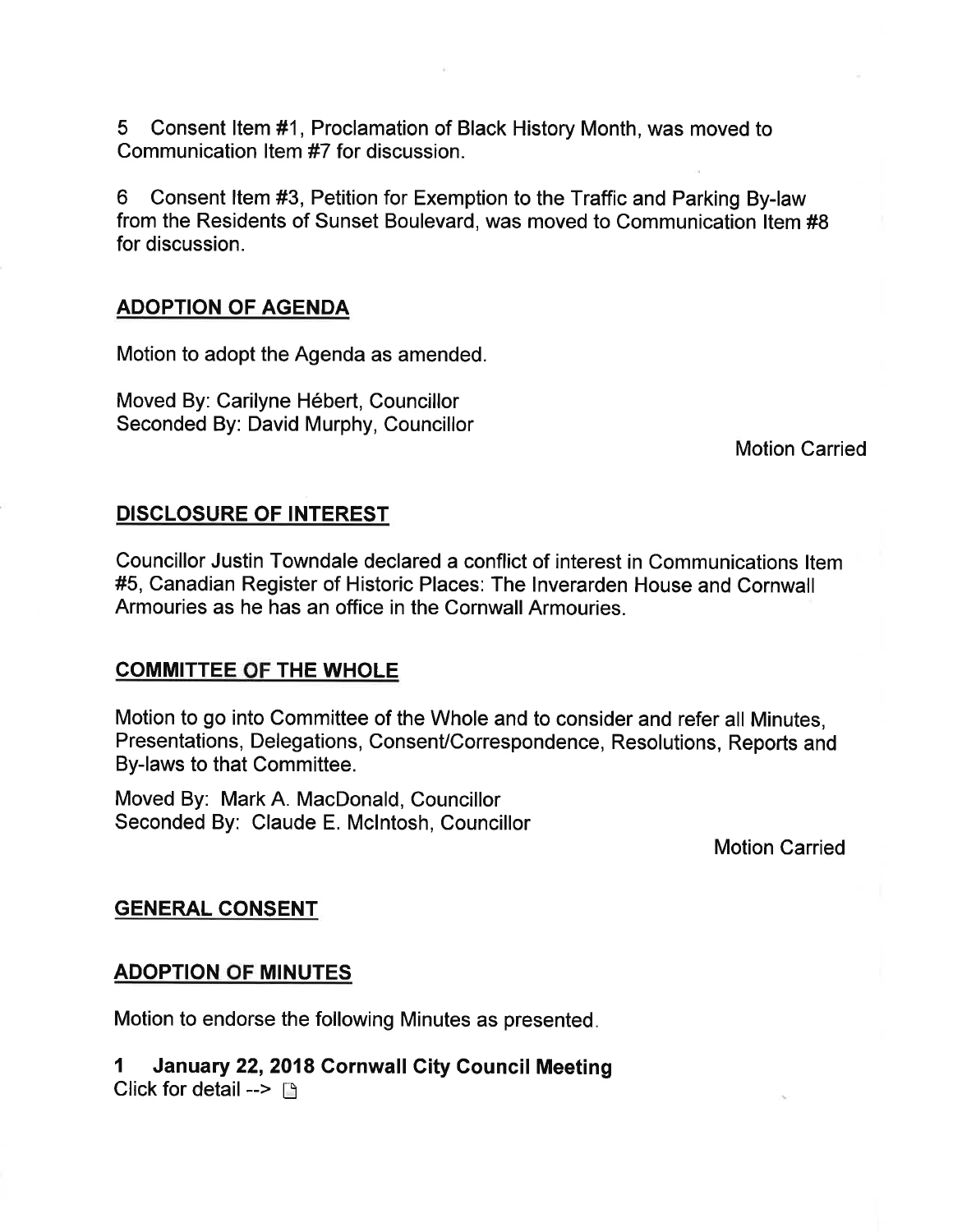5 Consent Item #1, Proclamation of Black History Month, was moved to Communication Item #7 for discussion.

6 Consent Item #3, Petition for Exemption to the Traffic and Parking By-law from the Residents of Sunset Boulevard, was moved to Communication Item #8 for discussion.

## ADOPTION OF AGENDA

Motion to adopt the Agenda as amended.

Moved By: Carilyne Hébert, Councillor
Seconded By: David Murphy, Councillor

Motion Carried

## DISCLOSURE OF INTEREST

Councillor Justin Towndale declared a conflict of interest in Communications Item #5, Canadian Register of Historic Places: The Inverarden House and Cornwall Armouries as he has an office in the Cornwall Armouries.

## COMMITTEE OF THE WHOLE

Motion to go into Committee of the Whole and to consider and refer all Minutes, Presentations, Delegations, Consent/Correspondence, Resolutions, Reports and By-laws to that Committee.

Moved By: Mark A. MacDonald, Councillor
Seconded By: Claude E. McIntosh, Councillor

Motion Carried

## GENERAL CONSENT

## ADOPTION OF MINUTES

Motion to endorse the following Minutes as presented.

**1 January 22, 2018 Cornwall City Council Meeting**
Click for detail -->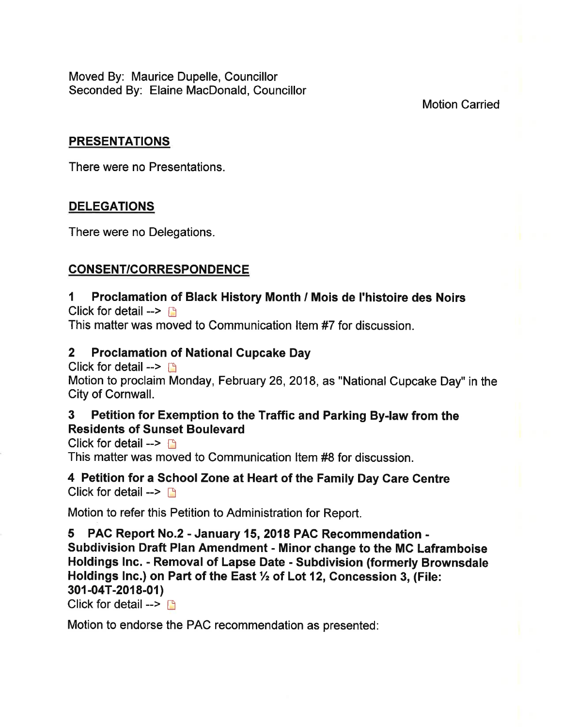Moved By: Maurice Dupelle, Councillor
Seconded By: Elaine MacDonald, Councillor

Motion Carried

## PRESENTATIONS

There were no Presentations.

## DELEGATIONS

There were no Delegations.

## CONSENT/CORRESPONDENCE

### 1 Proclamation of Black History Month / Mois de l'histoire des Noirs

Click for detail -->

This matter was moved to Communication Item #7 for discussion.

### 2 Proclamation of National Cupcake Day

Click for detail -->

Motion to proclaim Monday, February 26, 2018, as "National Cupcake Day" in the City of Cornwall.

### 3 Petition for Exemption to the Traffic and Parking By-law from the Residents of Sunset Boulevard

Click for detail -->

This matter was moved to Communication Item #8 for discussion.

### 4 Petition for a School Zone at Heart of the Family Day Care Centre

Click for detail -->

Motion to refer this Petition to Administration for Report.

### 5 PAC Report No.2 - January 15, 2018 PAC Recommendation - Subdivision Draft Plan Amendment - Minor change to the MC Laframboise Holdings Inc. - Removal of Lapse Date - Subdivision (formerly Brownsdale Holdings Inc.) on Part of the East ½ of Lot 12, Concession 3, (File: 301-04T-2018-01)

Click for detail -->

Motion to endorse the PAC recommendation as presented: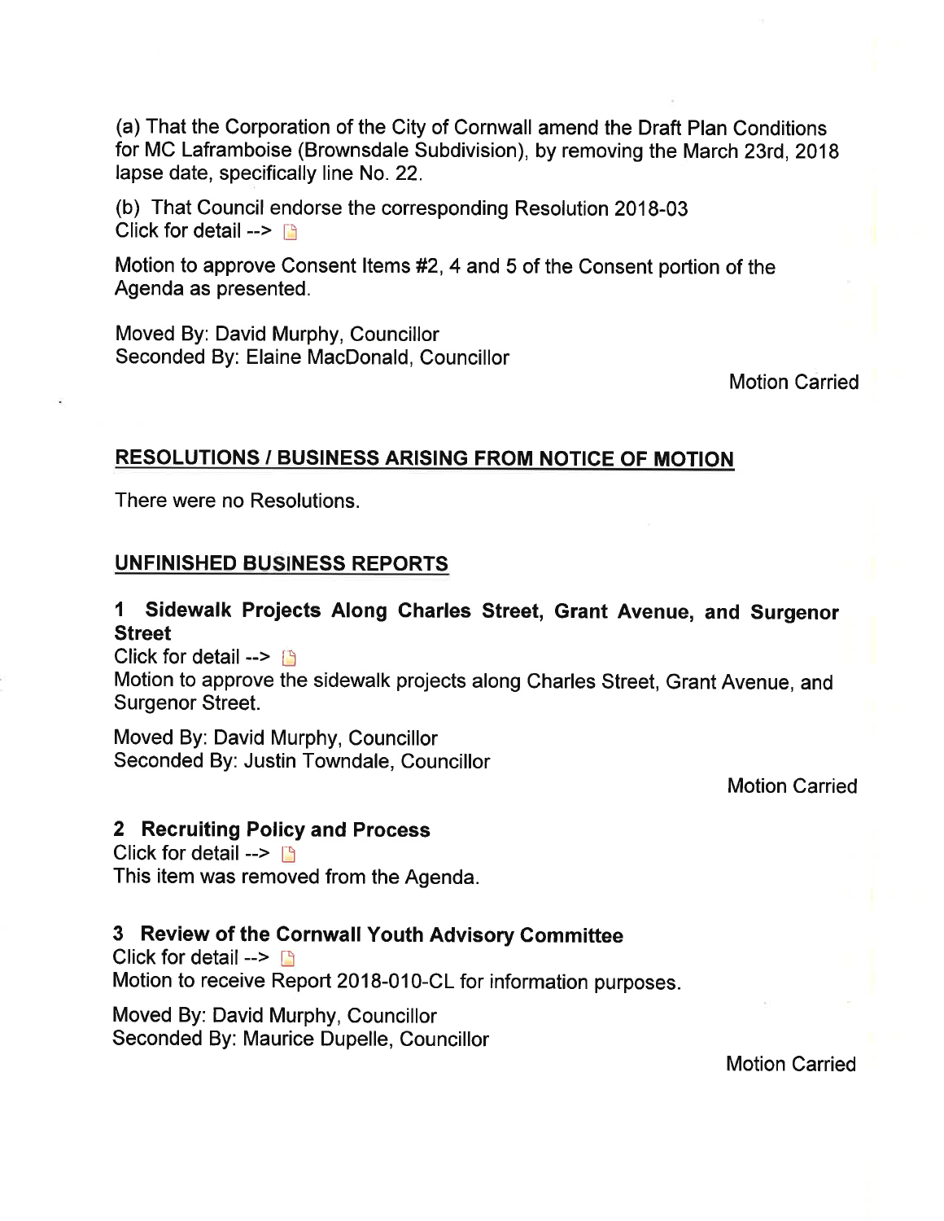(a) That the Corporation of the City of Cornwall amend the Draft Plan Conditions for MC Laframboise (Brownsdale Subdivision), by removing the March 23rd, 2018 lapse date, specifically line No. 22.

(b) That Council endorse the corresponding Resolution 2018-03
Click for detail -->

Motion to approve Consent Items #2, 4 and 5 of the Consent portion of the Agenda as presented.

Moved By: David Murphy, Councillor
Seconded By: Elaine MacDonald, Councillor

Motion Carried

## RESOLUTIONS / BUSINESS ARISING FROM NOTICE OF MOTION

There were no Resolutions.

## UNFINISHED BUSINESS REPORTS

### 1 Sidewalk Projects Along Charles Street, Grant Avenue, and Surgenor Street

Click for detail -->
Motion to approve the sidewalk projects along Charles Street, Grant Avenue, and Surgenor Street.

Moved By: David Murphy, Councillor
Seconded By: Justin Towndale, Councillor

Motion Carried

### 2 Recruiting Policy and Process

Click for detail -->
This item was removed from the Agenda.

### 3 Review of the Cornwall Youth Advisory Committee

Click for detail -->
Motion to receive Report 2018-010-CL for information purposes.

Moved By: David Murphy, Councillor
Seconded By: Maurice Dupelle, Councillor

Motion Carried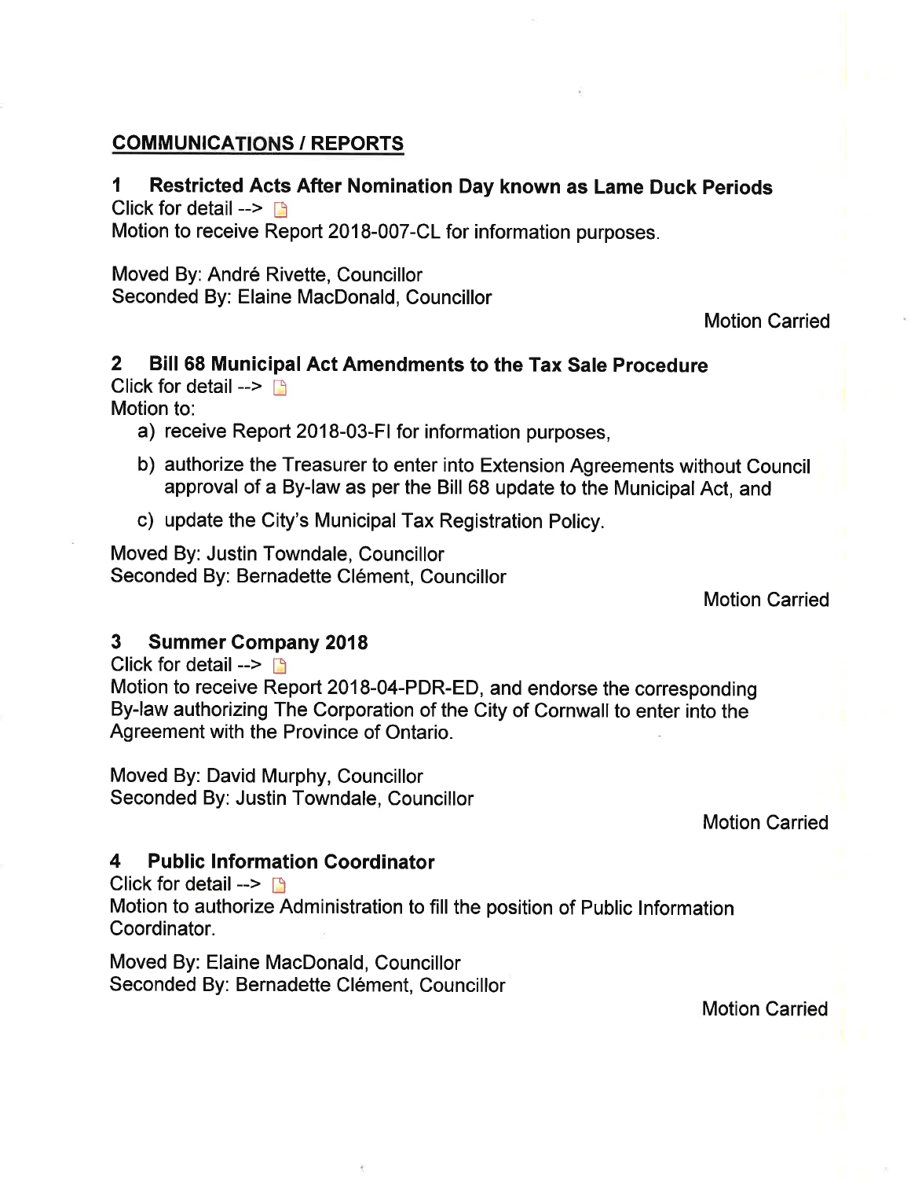## COMMUNICATIONS / REPORTS

### 1 Restricted Acts After Nomination Day known as Lame Duck Periods

Click for detail -->

Motion to receive Report 2018-007-CL for information purposes.

Moved By: André Rivette, Councillor
Seconded By: Elaine MacDonald, Councillor

Motion Carried

### 2 Bill 68 Municipal Act Amendments to the Tax Sale Procedure

Click for detail -->

Motion to:

a) receive Report 2018-03-FI for information purposes,

b) authorize the Treasurer to enter into Extension Agreements without Council approval of a By-law as per the Bill 68 update to the Municipal Act, and

c) update the City's Municipal Tax Registration Policy.

Moved By: Justin Towndale, Councillor
Seconded By: Bernadette Clément, Councillor

Motion Carried

### 3 Summer Company 2018

Click for detail -->

Motion to receive Report 2018-04-PDR-ED, and endorse the corresponding By-law authorizing The Corporation of the City of Cornwall to enter into the Agreement with the Province of Ontario.

Moved By: David Murphy, Councillor
Seconded By: Justin Towndale, Councillor

Motion Carried

### 4 Public Information Coordinator

Click for detail -->

Motion to authorize Administration to fill the position of Public Information Coordinator.

Moved By: Elaine MacDonald, Councillor
Seconded By: Bernadette Clément, Councillor

Motion Carried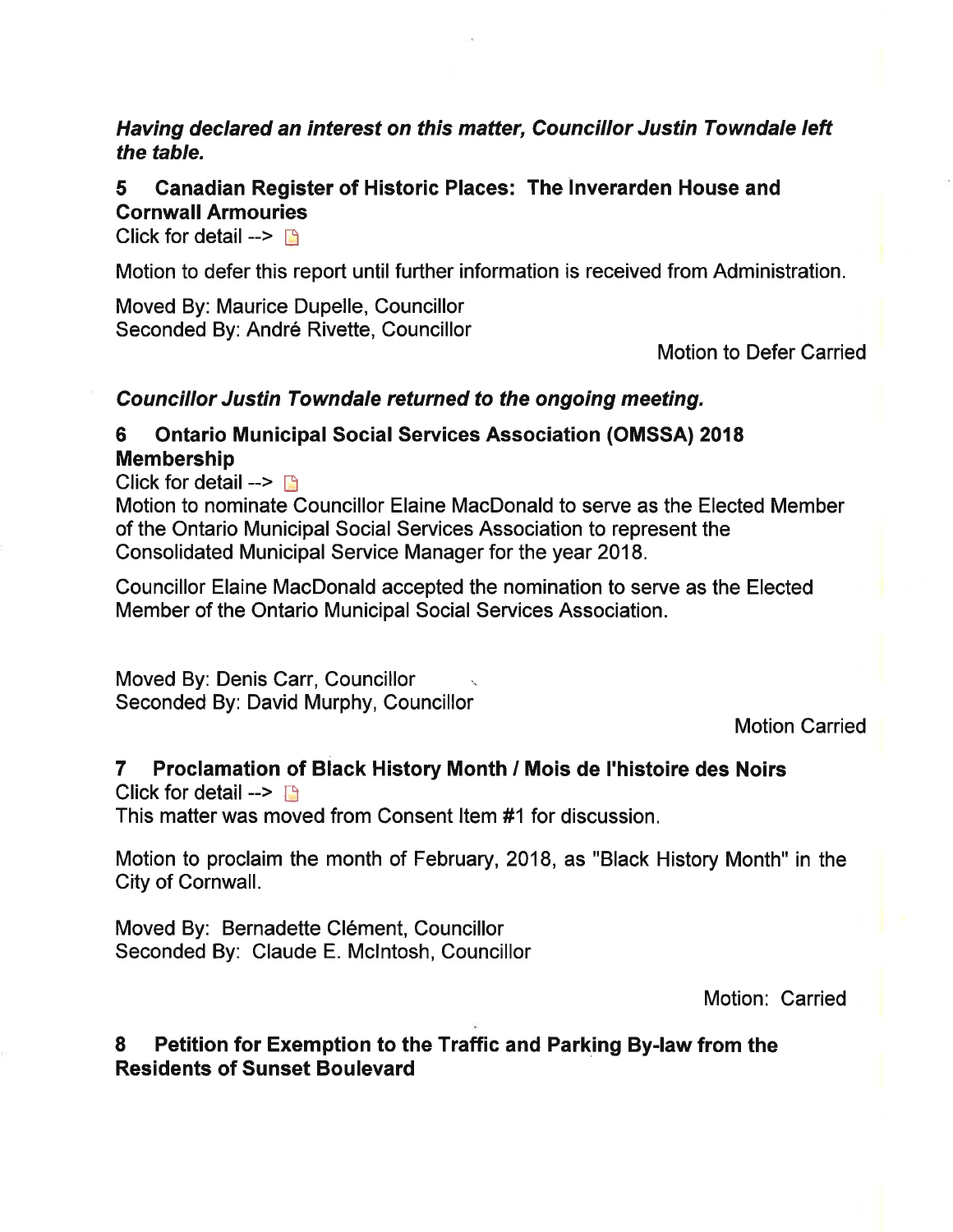***Having declared an interest on this matter, Councillor Justin Towndale left the table.***

### 5 Canadian Register of Historic Places: The Inverarden House and Cornwall Armouries

Click for detail -->

Motion to defer this report until further information is received from Administration.

Moved By: Maurice Dupelle, Councillor
Seconded By: André Rivette, Councillor

Motion to Defer Carried

***Councillor Justin Towndale returned to the ongoing meeting.***

### 6 Ontario Municipal Social Services Association (OMSSA) 2018 Membership

Click for detail -->
Motion to nominate Councillor Elaine MacDonald to serve as the Elected Member of the Ontario Municipal Social Services Association to represent the Consolidated Municipal Service Manager for the year 2018.

Councillor Elaine MacDonald accepted the nomination to serve as the Elected Member of the Ontario Municipal Social Services Association.

Moved By: Denis Carr, Councillor
Seconded By: David Murphy, Councillor

Motion Carried

### 7 Proclamation of Black History Month / Mois de l'histoire des Noirs

Click for detail -->
This matter was moved from Consent Item #1 for discussion.

Motion to proclaim the month of February, 2018, as "Black History Month" in the City of Cornwall.

Moved By: Bernadette Clément, Councillor
Seconded By: Claude E. McIntosh, Councillor

Motion: Carried

### 8 Petition for Exemption to the Traffic and Parking By-law from the Residents of Sunset Boulevard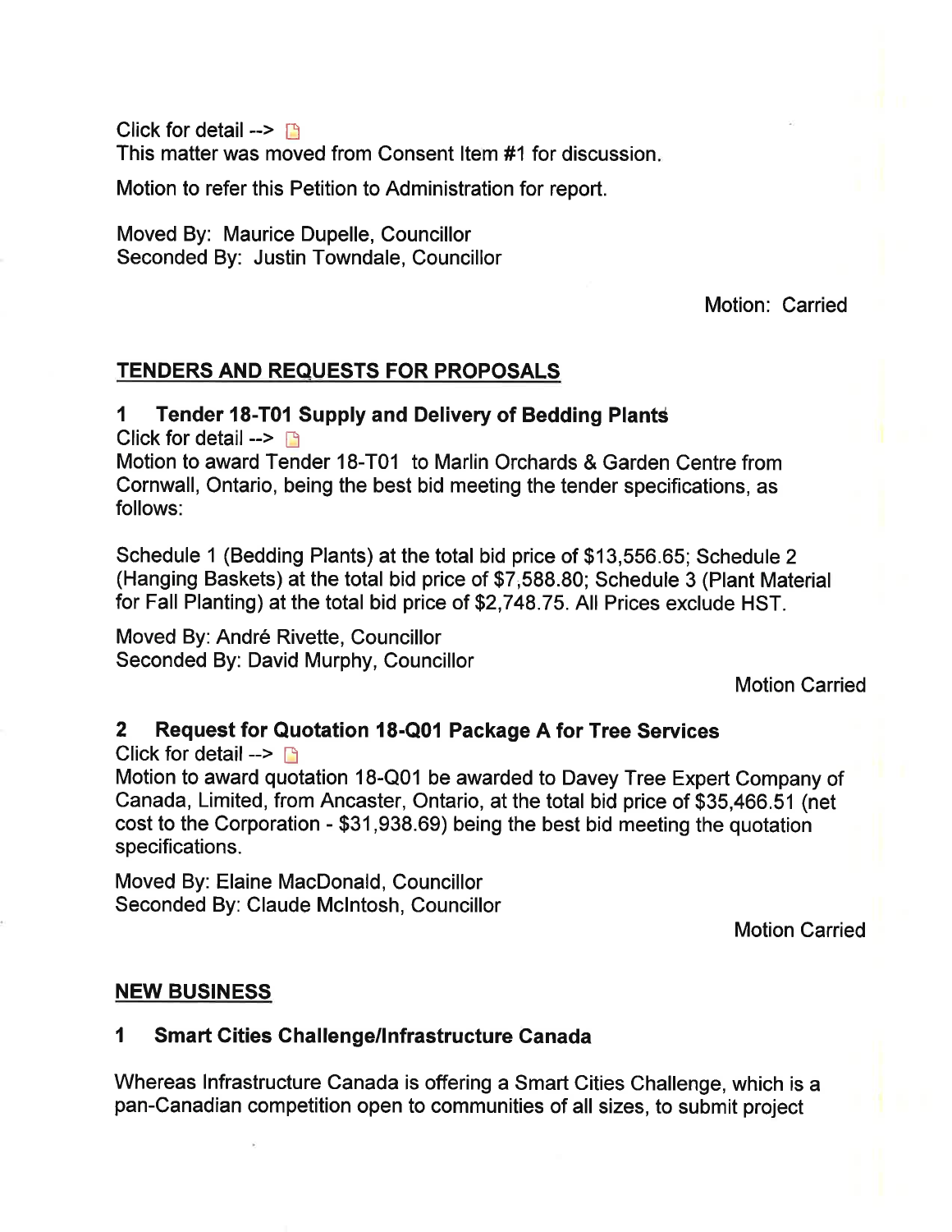Click for detail -->

This matter was moved from Consent Item #1 for discussion.

Motion to refer this Petition to Administration for report.

Moved By: Maurice Dupelle, Councillor
Seconded By: Justin Towndale, Councillor

Motion: Carried

## TENDERS AND REQUESTS FOR PROPOSALS

### 1 Tender 18-T01 Supply and Delivery of Bedding Plants

Click for detail -->

Motion to award Tender 18-T01 to Marlin Orchards & Garden Centre from Cornwall, Ontario, being the best bid meeting the tender specifications, as follows:

Schedule 1 (Bedding Plants) at the total bid price of $13,556.65; Schedule 2 (Hanging Baskets) at the total bid price of $7,588.80; Schedule 3 (Plant Material for Fall Planting) at the total bid price of $2,748.75. All Prices exclude HST.

Moved By: André Rivette, Councillor
Seconded By: David Murphy, Councillor

Motion Carried

### 2 Request for Quotation 18-Q01 Package A for Tree Services

Click for detail -->

Motion to award quotation 18-Q01 be awarded to Davey Tree Expert Company of Canada, Limited, from Ancaster, Ontario, at the total bid price of $35,466.51 (net cost to the Corporation - $31,938.69) being the best bid meeting the quotation specifications.

Moved By: Elaine MacDonald, Councillor
Seconded By: Claude McIntosh, Councillor

Motion Carried

## NEW BUSINESS

### 1 Smart Cities Challenge/Infrastructure Canada

Whereas Infrastructure Canada is offering a Smart Cities Challenge, which is a pan-Canadian competition open to communities of all sizes, to submit project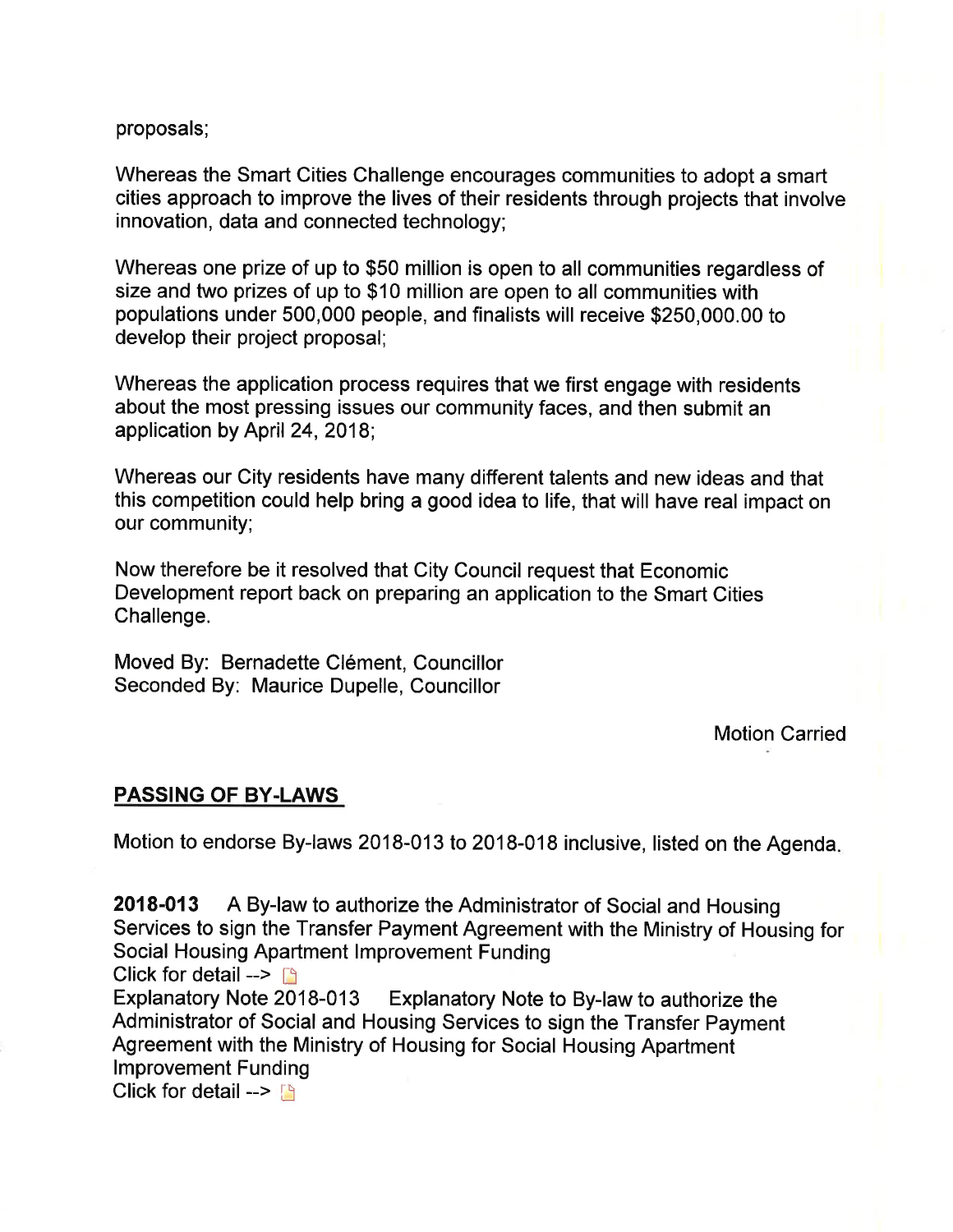proposals;

Whereas the Smart Cities Challenge encourages communities to adopt a smart cities approach to improve the lives of their residents through projects that involve innovation, data and connected technology;

Whereas one prize of up to $50 million is open to all communities regardless of size and two prizes of up to $10 million are open to all communities with populations under 500,000 people, and finalists will receive $250,000.00 to develop their project proposal;

Whereas the application process requires that we first engage with residents about the most pressing issues our community faces, and then submit an application by April 24, 2018;

Whereas our City residents have many different talents and new ideas and that this competition could help bring a good idea to life, that will have real impact on our community;

Now therefore be it resolved that City Council request that Economic Development report back on preparing an application to the Smart Cities Challenge.

Moved By: Bernadette Clément, Councillor
Seconded By: Maurice Dupelle, Councillor

Motion Carried

## PASSING OF BY-LAWS

Motion to endorse By-laws 2018-013 to 2018-018 inclusive, listed on the Agenda.

**2018-013** A By-law to authorize the Administrator of Social and Housing Services to sign the Transfer Payment Agreement with the Ministry of Housing for Social Housing Apartment Improvement Funding
Click for detail -->
Explanatory Note 2018-013 Explanatory Note to By-law to authorize the Administrator of Social and Housing Services to sign the Transfer Payment Agreement with the Ministry of Housing for Social Housing Apartment Improvement Funding
Click for detail -->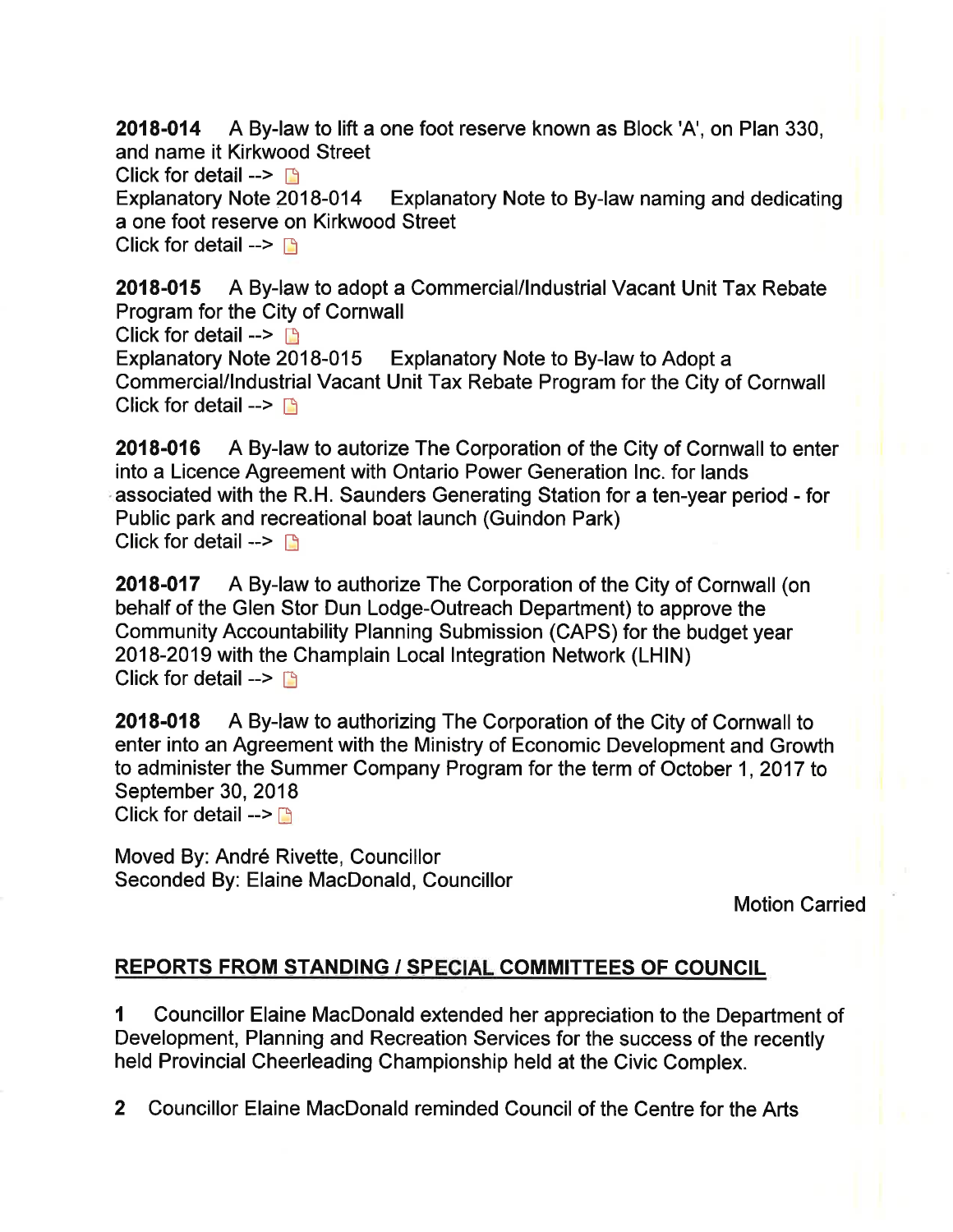**2018-014** A By-law to lift a one foot reserve known as Block 'A', on Plan 330, and name it Kirkwood Street
Click for detail -->
Explanatory Note 2018-014 Explanatory Note to By-law naming and dedicating a one foot reserve on Kirkwood Street
Click for detail -->

**2018-015** A By-law to adopt a Commercial/Industrial Vacant Unit Tax Rebate Program for the City of Cornwall
Click for detail -->
Explanatory Note 2018-015 Explanatory Note to By-law to Adopt a Commercial/Industrial Vacant Unit Tax Rebate Program for the City of Cornwall
Click for detail -->

**2018-016** A By-law to autorize The Corporation of the City of Cornwall to enter into a Licence Agreement with Ontario Power Generation Inc. for lands associated with the R.H. Saunders Generating Station for a ten-year period - for Public park and recreational boat launch (Guindon Park)
Click for detail -->

**2018-017** A By-law to authorize The Corporation of the City of Cornwall (on behalf of the Glen Stor Dun Lodge-Outreach Department) to approve the Community Accountability Planning Submission (CAPS) for the budget year 2018-2019 with the Champlain Local Integration Network (LHIN)
Click for detail -->

**2018-018** A By-law to authorizing The Corporation of the City of Cornwall to enter into an Agreement with the Ministry of Economic Development and Growth to administer the Summer Company Program for the term of October 1, 2017 to September 30, 2018
Click for detail -->

Moved By: André Rivette, Councillor
Seconded By: Elaine MacDonald, Councillor

Motion Carried

## REPORTS FROM STANDING / SPECIAL COMMITTEES OF COUNCIL

**1** Councillor Elaine MacDonald extended her appreciation to the Department of Development, Planning and Recreation Services for the success of the recently held Provincial Cheerleading Championship held at the Civic Complex.

**2** Councillor Elaine MacDonald reminded Council of the Centre for the Arts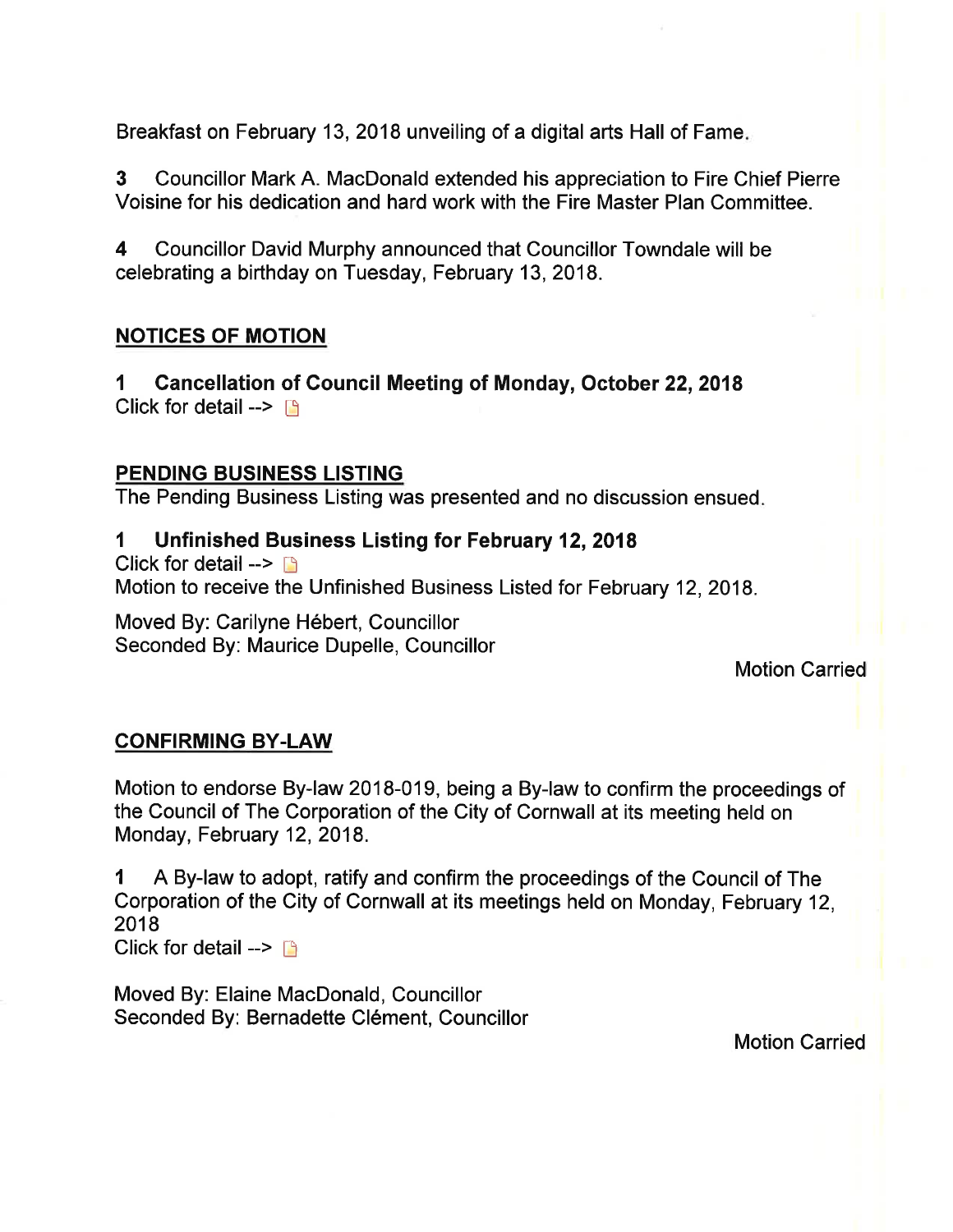Breakfast on February 13, 2018 unveiling of a digital arts Hall of Fame.

**3** Councillor Mark A. MacDonald extended his appreciation to Fire Chief Pierre Voisine for his dedication and hard work with the Fire Master Plan Committee.

**4** Councillor David Murphy announced that Councillor Towndale will be celebrating a birthday on Tuesday, February 13, 2018.

## NOTICES OF MOTION

**1 Cancellation of Council Meeting of Monday, October 22, 2018**
Click for detail -->

## PENDING BUSINESS LISTING

The Pending Business Listing was presented and no discussion ensued.

**1 Unfinished Business Listing for February 12, 2018**
Click for detail -->
Motion to receive the Unfinished Business Listed for February 12, 2018.

Moved By: Carilyne Hébert, Councillor
Seconded By: Maurice Dupelle, Councillor

Motion Carried

## CONFIRMING BY-LAW

Motion to endorse By-law 2018-019, being a By-law to confirm the proceedings of the Council of The Corporation of the City of Cornwall at its meeting held on Monday, February 12, 2018.

**1** A By-law to adopt, ratify and confirm the proceedings of the Council of The Corporation of the City of Cornwall at its meetings held on Monday, February 12, 2018
Click for detail -->

Moved By: Elaine MacDonald, Councillor
Seconded By: Bernadette Clément, Councillor

Motion Carried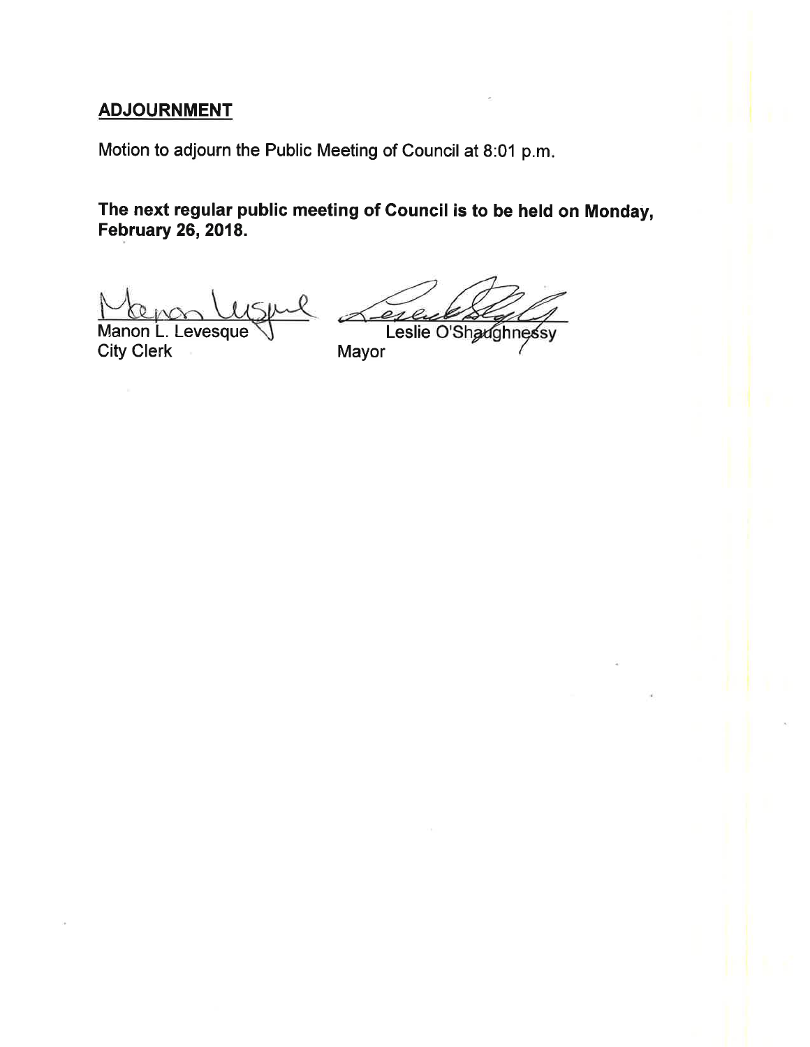## ADJOURNMENT

Motion to adjourn the Public Meeting of Council at 8:01 p.m.

**The next regular public meeting of Council is to be held on Monday, February 26, 2018.**

Manon L. Levesque
City Clerk

Leslie O'Shaughnessy
Mayor